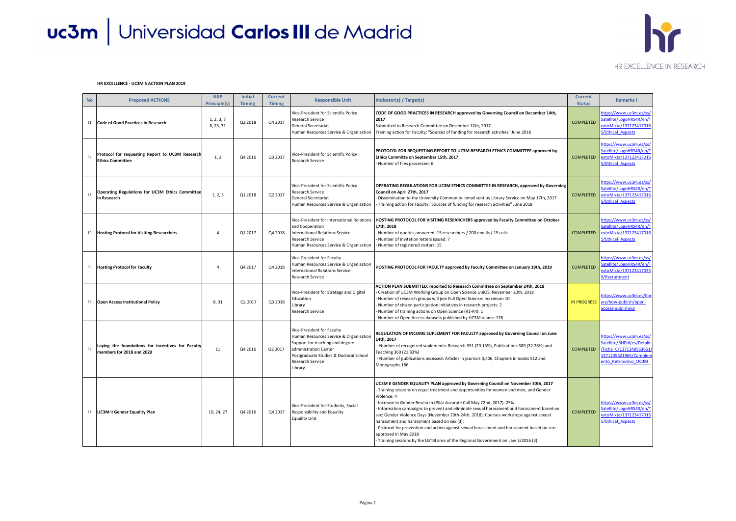# uc3m | Universidad Carlos III de Madrid

HR EXCELLENCE IN RESEARCH

**HR EXCELLENCE - UC3M'S ACTION PLAN 2019**

| No | Proposed ACTIONS | GAP Principle(s) | Initial Timing | Current Timing | Responsible Unit | Indicator(s) / Target(s) | Current Status | Remarks I |
|---|---|---|---|---|---|---|---|---|
| E1 | **Code of Good Practices in Research** | 1, 2, 3, 7 8, 23, 31 | Q2 2018 | Q4 2017 | Vice-President for Scientific Policy<br>Research Service<br>General Secretariat<br>Human Resources Service & Organisation | **CODE OF GOOD PRACTICES IN RESEARCH approved by Governing Council on December 14th, 2017**<br>Submitted to Research Committee on December 12th, 2017<br>Training action for Faculty: "Sources of funding for research activities" June 2018 | COMPLETED | https://www.uc3m.es/ss/Satellite/LogoHRS4R/en/TextoMixta/1371234170165/Ethical_Aspects |
| E2 | **Protocol for requesting Report to UC3M Research Ethics Committee** | 1, 2 | Q4 2016 | Q3 2017 | Vice-President for Scientific Policy<br>Research Service | **PROTOCOL FOR REQUESTING REPORT TO UC3M RESEARCH ETHICS COMMITTEE approved by Ethics Committe on September 15th, 2017**<br>- Number of files processed: 6 | COMPLETED | https://www.uc3m.es/ss/Satellite/LogoHRS4R/en/TextoMixta/1371234170165/Ethical_Aspects |
| E3 | **Operating Regulations for UC3M Ethics Committee in Research** | 1, 2, 3 | Q1 2018 | Q2 2017 | Vice-President for Scientific Policy<br>Research Service<br>General Secretariat<br>Human Resources Service & Organisation | **OPERATING REGULATIONS FOR UC3M ETHICS COMMITTEE IN RESEARCH, approved by Governing Council on April 27th, 2017**<br>- Dissemination to the University Community: email sent by Library Service on May 17th, 2017<br>- Training action for Faculty:"Sources of funding for research activities" June 2018 | COMPLETED | https://www.uc3m.es/ss/Satellite/LogoHRS4R/en/TextoMixta/1371234170165/Ethical_Aspects |
| E4 | **Hosting Protocol for Visiting Researchers** | 4 | Q1 2017 | Q4 2018 | Vice-President for International Relations and Cooperation<br>International Relations Service<br>Research Service<br>Human Resources Service & Organisation | **HOSTING PROTOCOL FOR VISITING RESEARCHERS approved by Faculty Committee on October 17th, 2018**<br>- Number of queries answered: 15 researchers / 200 emails / 15 calls<br>- Number of invitation letters issued: 7<br>- Number of registered visitors: 15 | COMPLETED | https://www.uc3m.es/ss/Satellite/LogoHRS4R/en/TextoMixta/1371234170165/Ethical_Aspects |
| E5 | **Hosting Protocol for Faculty** | 4 | Q4 2017 | Q4 2018 | Vice-President for Faculty<br>Human Resources Service & Organisation<br>International Relations Service<br>Research Service | **HOSTING PROTOCOL FOR FACULTY approved by Faculty Committee on January 19th, 2019** | COMPLETED | https://www.uc3m.es/ss/Satellite/LogoHRS4R/en/TextoMixta/1371234170339/Recruitment |
| E6 | **Open Access Institutional Policy** | 8, 31 | Q1 2017 | Q3 2018 | Vice-President for Strategy and Digital Education<br>Library<br>Research Service | **ACTION PLAN SUBMITTED: reported to Research Committee on September 24th, 2018**<br>- Creation of UC3M Working Group on Open Science UniOS: November 20th, 2018<br>- Number of research groups will join Full Open Science: maximum 10<br>- Number of citizen participation initiatives in research projects: 2<br>- Number of training actions on Open Science (R1-R4): 1<br>- Number of Open Access datasets published by UC3M teams: 176 | IN PROGRESS | https://www.uc3m.es/library/how-publish/open-access-publishing |
| E7 | **Laying the foundations for incentives for Faculty members for 2018 and 2020** | 11 | Q4 2016 | Q2 2017 | Vice-President for Faculty<br>Human Resources Service & Organisation<br>Support for teaching and degree administration Center<br>Postgraduate Studies & Doctoral School<br>Research Service<br>Library | **REGULATION OF INCOME SUPLEMENT FOR FACULTY approved by Governing Council on June 14th, 2017**<br>- Number of recognized suplements: Research 351 (29.13%), Publications 389 (32.28%) and Teaching 360 (21.83%)<br>- Number of publications assessed: Articles in journals 3,406, Chapters in books 512 and Monographs 166 | COMPLETED | https://www.uc3m.es/ss/Satellite/RHPdi/es/Detalle/Ficha_C/1371248563661/1371245521965/Complemento_Retributivo_UC3M . |
| E8 | **UC3M II Gender Equality Plan** | 10, 24, 27 | Q4 2016 | Q4 2017 | Vice-President for Students, Social Responsibility and Equality<br>Equality Unit | **UC3M II GENDER EQUALITY PLAN approved by Governing Council on November 30th, 2017**<br>- Training sessions on equal treatment and opportunities for women and men, and Gender Violence: 4<br>- Increase in Gender Research (Pilar Azcarate Call May 22nd, 2017): 25%.<br>- Information campaigns to prevent and eliminate sexual harassment and harassment based on sex: Gender Violence Days (November 20th-24th, 2018); Courses-workshops against sexual harassment and harassment based on sex (3);<br>- Protocol for prevention and action against sexual harassment and harassment based on sex: approved in May 2018<br>- Training sessions by the LGTBI area of the Regional Government on Law 3/2016 (3) | COMPLETED | https://www.uc3m.es/ss/Satellite/LogoHRS4R/en/TextoMixta/1371234170165/Ethical_Aspects |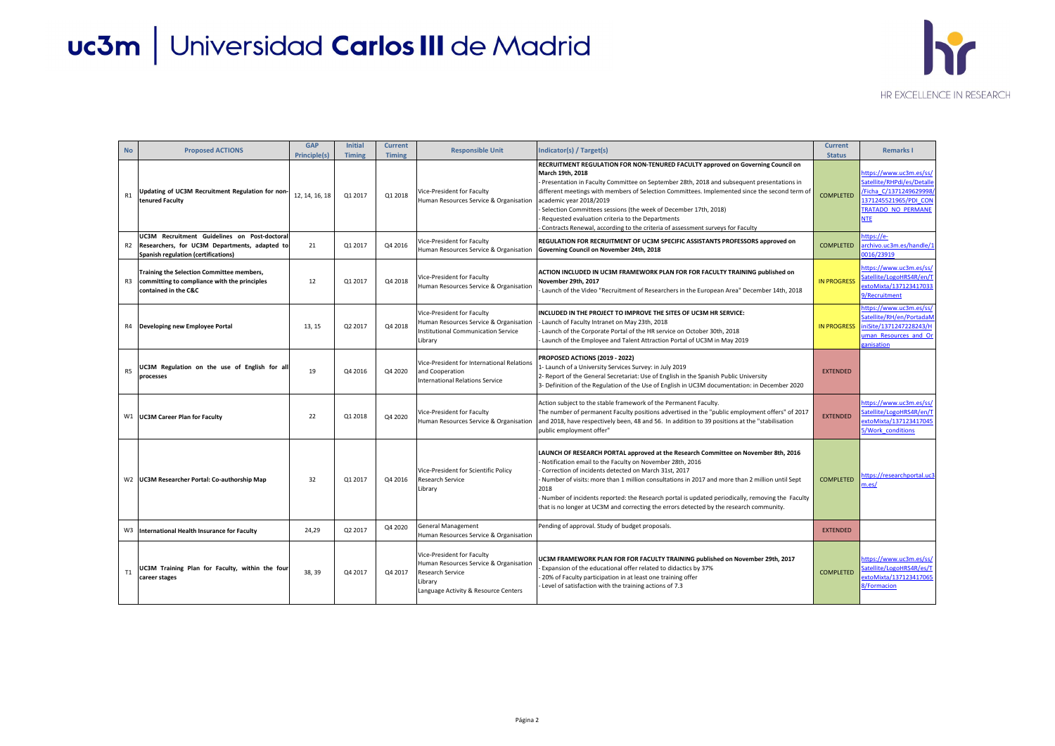# uc3m | Universidad Carlos III de Madrid

HR EXCELLENCE IN RESEARCH

| No | Proposed ACTIONS | GAP Principle(s) | Initial Timing | Current Timing | Responsible Unit | Indicator(s) / Target(s) | Current Status | Remarks I |
|---|---|---|---|---|---|---|---|---|
| R1 | **Updating of UC3M Recruitment Regulation for non-tenured Faculty** | 12, 14, 16, 18 | Q1 2017 | Q1 2018 | Vice-President for Faculty<br>Human Resources Service & Organisation | **RECRUITMENT REGULATION FOR NON-TENURED FACULTY approved on Governing Council on March 19th, 2018**<br>- Presentation in Faculty Committee on September 28th, 2018 and subsequent presentations in different meetings with members of Selection Committees. Implemented since the second term of academic year 2018/2019<br>- Selection Committees sessions (the week of December 17th, 2018)<br>- Requested evaluation criteria to the Departments<br>- Contracts Renewal, according to the criteria of assessment surveys for Faculty | COMPLETED | https://www.uc3m.es/ss/Satellite/RHPdi/es/Detalle/Ficha_C/1371249629998/1371245521965/PDI_CONTRATADO_NO_PERMANENTE |
| R2 | **UC3M Recruitment Guidelines on Post-doctoral Researchers, for UC3M Departments, adapted to Spanish regulation (certifications)** | 21 | Q1 2017 | Q4 2016 | Vice-President for Faculty<br>Human Resources Service & Organisation | **REGULATION FOR RECRUITMENT OF UC3M SPECIFIC ASSISTANTS PROFESSORS approved on Governing Council on November 24th, 2018** | COMPLETED | https://e-archivo.uc3m.es/handle/10016/23919 |
| R3 | **Training the Selection Committee members, committing to compliance with the principles contained in the C&C** | 12 | Q1 2017 | Q4 2018 | Vice-President for Faculty<br>Human Resources Service & Organisation | **ACTION INCLUDED IN UC3M FRAMEWORK PLAN FOR FOR FACULTY TRAINING published on November 29th, 2017**<br>- Launch of the Video "Recruitment of Researchers in the European Area" December 14th, 2018 | IN PROGRESS | https://www.uc3m.es/ss/Satellite/LogoHRS4R/en/TextoMixta/1371234170339/Recruitment |
| R4 | **Developing new Employee Portal** | 13, 15 | Q2 2017 | Q4 2018 | Vice-President for Faculty<br>Human Resources Service & Organisation<br>Institutional Communication Service<br>Library | **INCLUDED IN THE PROJECT TO IMPROVE THE SITES OF UC3M HR SERVICE:**<br>- Launch of Faculty Intranet on May 23th, 2018<br>- Launch of the Corporate Portal of the HR service on October 30th, 2018<br>- Launch of the Employee and Talent Attraction Portal of UC3M in May 2019 | IN PROGRESS | https://www.uc3m.es/ss/Satellite/RH/en/PortadaMiniSite/1371247228243/Human_Resources_and_Organisation |
| R5 | **UC3M Regulation on the use of English for all processes** | 19 | Q4 2016 | Q4 2020 | Vice-President for International Relations and Cooperation<br>International Relations Service | **PROPOSED ACTIONS (2019 - 2022)**<br>1- Launch of a University Services Survey: in July 2019<br>2- Report of the General Secretariat: Use of English in the Spanish Public University<br>3- Definition of the Regulation of the Use of English in UC3M documentation: in December 2020 | EXTENDED | |
| W1 | **UC3M Career Plan for Faculty** | 22 | Q1 2018 | Q4 2020 | Vice-President for Faculty<br>Human Resources Service & Organisation | Action subject to the stable framework of the Permanent Faculty.<br>The number of permanent Faculty positions advertised in the "public employment offers" of 2017 and 2018, have respectively been, 48 and 56. In addition to 39 positions at the "stabilisation public employment offer" | EXTENDED | https://www.uc3m.es/ss/Satellite/LogoHRS4R/en/TextoMixta/1371234170455/Work_conditions |
| W2 | **UC3M Researcher Portal: Co-authorship Map** | 32 | Q1 2017 | Q4 2016 | Vice-President for Scientific Policy<br>Research Service<br>Library | **LAUNCH OF RESEARCH PORTAL approved at the Research Committee on November 8th, 2016**<br>- Notification email to the Faculty on November 28th, 2016<br>- Correction of incidents detected on March 31st, 2017<br>- Number of visits: more than 1 million consultations in 2017 and more than 2 million until Sept 2018<br>- Number of incidents reported: the Research portal is updated periodically, removing the Faculty that is no longer at UC3M and correcting the errors detected by the research community. | COMPLETED | https://researchportal.uc3m.es/ |
| W3 | **International Health Insurance for Faculty** | 24,29 | Q2 2017 | Q4 2020 | General Management<br>Human Resources Service & Organisation | Pending of approval. Study of budget proposals. | EXTENDED | |
| T1 | **UC3M Training Plan for Faculty, within the four career stages** | 38, 39 | Q4 2017 | Q4 2017 | Vice-President for Faculty<br>Human Resources Service & Organisation<br>Research Service<br>Library<br>Language Activity & Resource Centers | **UC3M FRAMEWORK PLAN FOR FOR FACULTY TRAINING published on November 29th, 2017**<br>- Expansion of the educational offer related to didactics by 37%<br>- 20% of Faculty participation in at least one training offer<br>- Level of satisfaction with the training actions of 7.3 | COMPLETED | https://www.uc3m.es/ss/Satellite/LogoHRS4R/es/TextoMixta/1371234170658/Formacion |